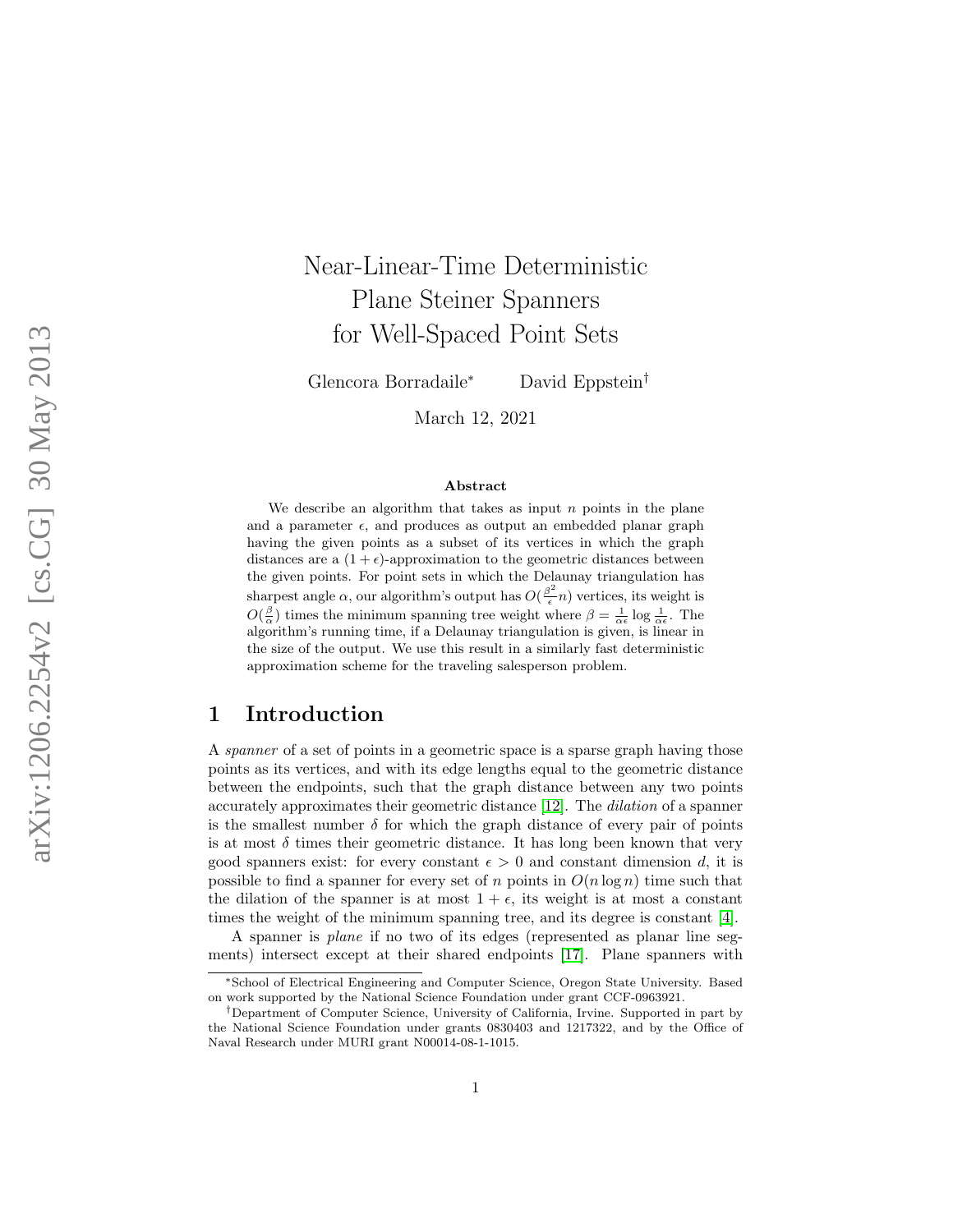# Near-Linear-Time Deterministic Plane Steiner Spanners for Well-Spaced Point Sets

Glencora Borradaile[*] David Eppstein[†]

March 12, 2021

### Abstract

We describe an algorithm that takes as input $n$ points in the plane and a parameter $\epsilon$, and produces as output an embedded planar graph having the given points as a subset of its vertices in which the graph distances are a $(1+\epsilon)$-approximation to the geometric distances between the given points. For point sets in which the Delaunay triangulation has sharpest angle $\alpha$, our algorithm's output has $O(\frac{\beta^2}{\epsilon}n)$ vertices, its weight is $O(\frac{\beta}{\alpha})$ times the minimum spanning tree weight where $\beta = \frac{1}{\alpha\epsilon}\log\frac{1}{\alpha\epsilon}$. The algorithm's running time, if a Delaunay triangulation is given, is linear in the size of the output. We use this result in a similarly fast deterministic approximation scheme for the traveling salesperson problem.

## 1 Introduction

A *spanner* of a set of points in a geometric space is a sparse graph having those points as its vertices, and with its edge lengths equal to the geometric distance between the endpoints, such that the graph distance between any two points accurately approximates their geometric distance [12]. The *dilation* of a spanner is the smallest number $\delta$ for which the graph distance of every pair of points is at most $\delta$ times their geometric distance. It has long been known that very good spanners exist: for every constant $\epsilon > 0$ and constant dimension $d$, it is possible to find a spanner for every set of $n$ points in $O(n \log n)$ time such that the dilation of the spanner is at most $1+\epsilon$, its weight is at most a constant times the weight of the minimum spanning tree, and its degree is constant [4].

A spanner is *plane* if no two of its edges (represented as planar line segments) intersect except at their shared endpoints [17]. Plane spanners with

---

[*]School of Electrical Engineering and Computer Science, Oregon State University. Based on work supported by the National Science Foundation under grant CCF-0963921.

[†]Department of Computer Science, University of California, Irvine. Supported in part by the National Science Foundation under grants 0830403 and 1217322, and by the Office of Naval Research under MURI grant N00014-08-1-1015.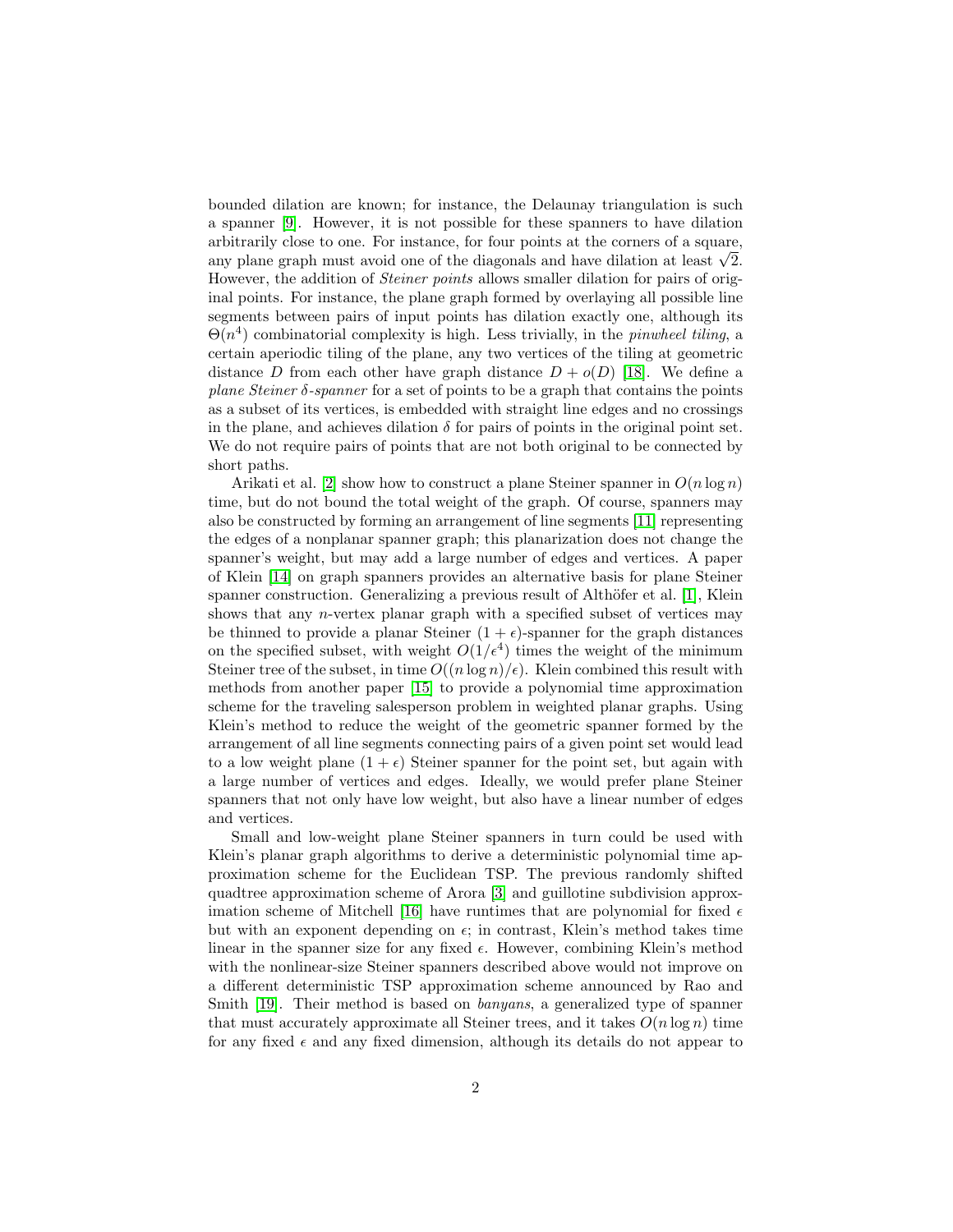bounded dilation are known; for instance, the Delaunay triangulation is such a spanner [9]. However, it is not possible for these spanners to have dilation arbitrarily close to one. For instance, for four points at the corners of a square, any plane graph must avoid one of the diagonals and have dilation at least $\sqrt{2}$. However, the addition of *Steiner points* allows smaller dilation for pairs of original points. For instance, the plane graph formed by overlaying all possible line segments between pairs of input points has dilation exactly one, although its $\Theta(n^4)$ combinatorial complexity is high. Less trivially, in the *pinwheel tiling*, a certain aperiodic tiling of the plane, any two vertices of the tiling at geometric distance $D$ from each other have graph distance $D + o(D)$ [18]. We define a *plane Steiner $\delta$-spanner* for a set of points to be a graph that contains the points as a subset of its vertices, is embedded with straight line edges and no crossings in the plane, and achieves dilation $\delta$ for pairs of points in the original point set. We do not require pairs of points that are not both original to be connected by short paths.

Arikati et al. [2] show how to construct a plane Steiner spanner in $O(n \log n)$ time, but do not bound the total weight of the graph. Of course, spanners may also be constructed by forming an arrangement of line segments [11] representing the edges of a nonplanar spanner graph; this planarization does not change the spanner's weight, but may add a large number of edges and vertices. A paper of Klein [14] on graph spanners provides an alternative basis for plane Steiner spanner construction. Generalizing a previous result of Althöfer et al. [1], Klein shows that any $n$-vertex planar graph with a specified subset of vertices may be thinned to provide a planar Steiner $(1+\epsilon)$-spanner for the graph distances on the specified subset, with weight $O(1/\epsilon^4)$ times the weight of the minimum Steiner tree of the subset, in time $O((n \log n)/\epsilon)$. Klein combined this result with methods from another paper [15] to provide a polynomial time approximation scheme for the traveling salesperson problem in weighted planar graphs. Using Klein's method to reduce the weight of the geometric spanner formed by the arrangement of all line segments connecting pairs of a given point set would lead to a low weight plane $(1+\epsilon)$ Steiner spanner for the point set, but again with a large number of vertices and edges. Ideally, we would prefer plane Steiner spanners that not only have low weight, but also have a linear number of edges and vertices.

Small and low-weight plane Steiner spanners in turn could be used with Klein's planar graph algorithms to derive a deterministic polynomial time approximation scheme for the Euclidean TSP. The previous randomly shifted quadtree approximation scheme of Arora [3] and guillotine subdivision approximation scheme of Mitchell [16] have runtimes that are polynomial for fixed $\epsilon$ but with an exponent depending on $\epsilon$; in contrast, Klein's method takes time linear in the spanner size for any fixed $\epsilon$. However, combining Klein's method with the nonlinear-size Steiner spanners described above would not improve on a different deterministic TSP approximation scheme announced by Rao and Smith [19]. Their method is based on *banyans*, a generalized type of spanner that must accurately approximate all Steiner trees, and it takes $O(n \log n)$ time for any fixed $\epsilon$ and any fixed dimension, although its details do not appear to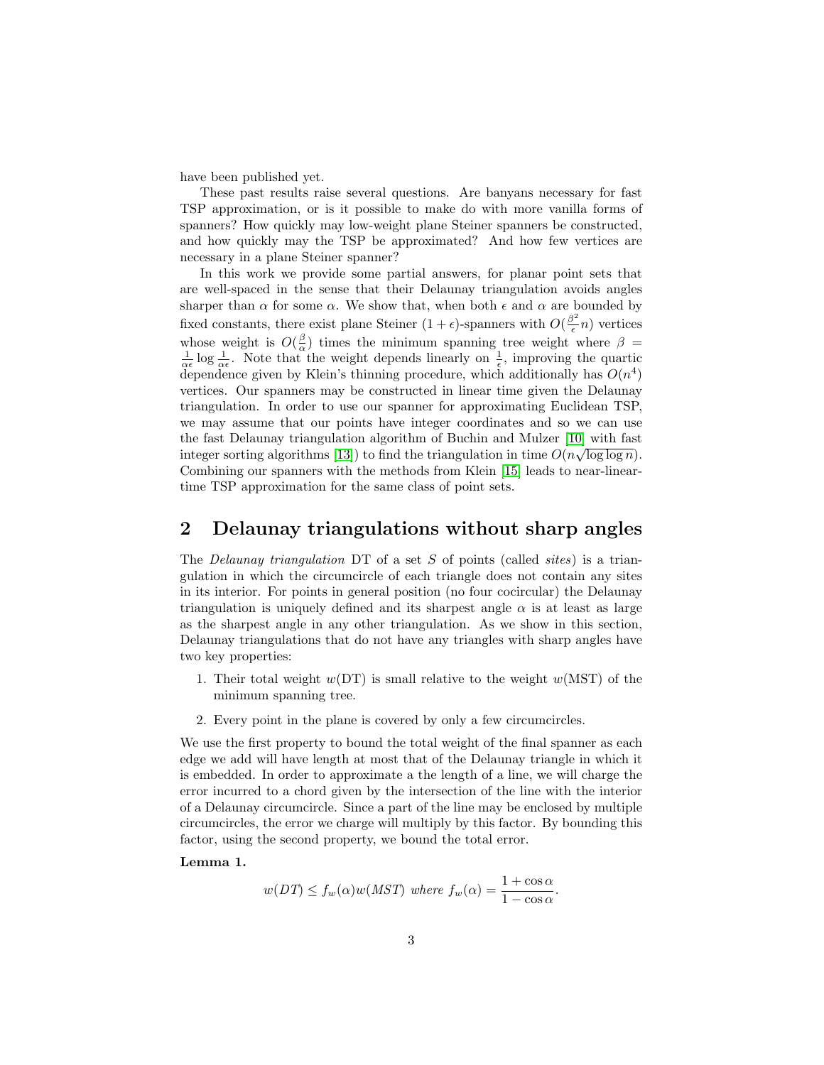have been published yet.

These past results raise several questions. Are banyans necessary for fast TSP approximation, or is it possible to make do with more vanilla forms of spanners? How quickly may low-weight plane Steiner spanners be constructed, and how quickly may the TSP be approximated? And how few vertices are necessary in a plane Steiner spanner?

In this work we provide some partial answers, for planar point sets that are well-spaced in the sense that their Delaunay triangulation avoids angles sharper than $\alpha$ for some $\alpha$. We show that, when both $\epsilon$ and $\alpha$ are bounded by fixed constants, there exist plane Steiner $(1+\epsilon)$-spanners with $O(\frac{\beta^2}{\epsilon}n)$ vertices whose weight is $O(\frac{\beta}{\alpha})$ times the minimum spanning tree weight where $\beta = \frac{1}{\alpha\epsilon}\log\frac{1}{\alpha\epsilon}$. Note that the weight depends linearly on $\frac{1}{\epsilon}$, improving the quartic dependence given by Klein's thinning procedure, which additionally has $O(n^4)$ vertices. Our spanners may be constructed in linear time given the Delaunay triangulation. In order to use our spanner for approximating Euclidean TSP, we may assume that our points have integer coordinates and so we can use the fast Delaunay triangulation algorithm of Buchin and Mulzer [10] with fast integer sorting algorithms [13]) to find the triangulation in time $O(n\sqrt{\log\log n})$. Combining our spanners with the methods from Klein [15] leads to near-linear-time TSP approximation for the same class of point sets.

## 2 Delaunay triangulations without sharp angles

The *Delaunay triangulation* DT of a set $S$ of points (called *sites*) is a triangulation in which the circumcircle of each triangle does not contain any sites in its interior. For points in general position (no four cocircular) the Delaunay triangulation is uniquely defined and its sharpest angle $\alpha$ is at least as large as the sharpest angle in any other triangulation. As we show in this section, Delaunay triangulations that do not have any triangles with sharp angles have two key properties:

1. Their total weight $w(\mathrm{DT})$ is small relative to the weight $w(\mathrm{MST})$ of the minimum spanning tree.
2. Every point in the plane is covered by only a few circumcircles.

We use the first property to bound the total weight of the final spanner as each edge we add will have length at most that of the Delaunay triangle in which it is embedded. In order to approximate a the length of a line, we will charge the error incurred to a chord given by the intersection of the line with the interior of a Delaunay circumcircle. Since a part of the line may be enclosed by multiple circumcircles, the error we charge will multiply by this factor. By bounding this factor, using the second property, we bound the total error.

**Lemma 1.**

$$w(DT) \leq f_w(\alpha)w(MST) \text{ where } f_w(\alpha) = \frac{1+\cos\alpha}{1-\cos\alpha}.$$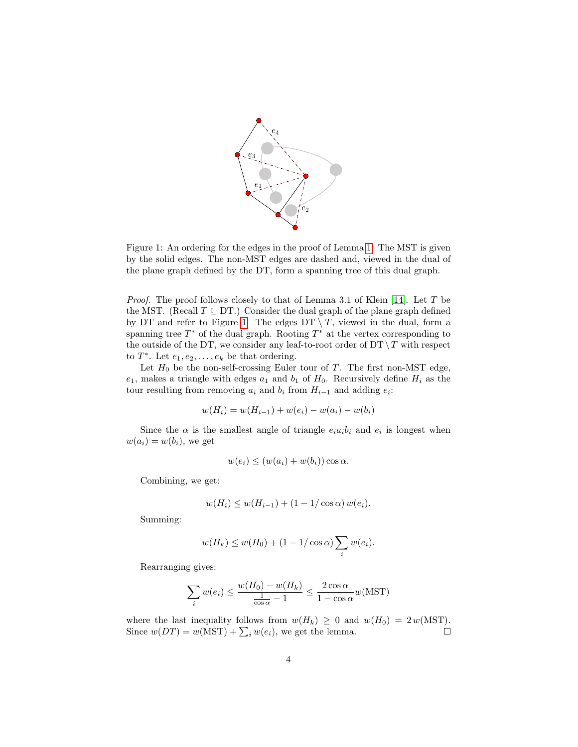Figure 1: An ordering for the edges in the proof of Lemma 1. The MST is given by the solid edges. The non-MST edges are dashed and, viewed in the dual of the plane graph defined by the DT, form a spanning tree of this dual graph.

*Proof.* The proof follows closely to that of Lemma 3.1 of Klein [14]. Let $T$ be the MST. (Recall $T \subseteq \text{DT}$.) Consider the dual graph of the plane graph defined by DT and refer to Figure 1. The edges $\text{DT} \setminus T$, viewed in the dual, form a spanning tree $T^*$ of the dual graph. Rooting $T^*$ at the vertex corresponding to the outside of the DT, we consider any leaf-to-root order of $\text{DT} \setminus T$ with respect to $T^*$. Let $e_1, e_2, \ldots, e_k$ be that ordering.

Let $H_0$ be the non-self-crossing Euler tour of $T$. The first non-MST edge, $e_1$, makes a triangle with edges $a_1$ and $b_1$ of $H_0$. Recursively define $H_i$ as the tour resulting from removing $a_i$ and $b_i$ from $H_{i-1}$ and adding $e_i$:

$$w(H_i) = w(H_{i-1}) + w(e_i) - w(a_i) - w(b_i)$$

Since the $\alpha$ is the smallest angle of triangle $e_i a_i b_i$ and $e_i$ is longest when $w(a_i) = w(b_i)$, we get

$$w(e_i) \leq (w(a_i) + w(b_i)) \cos \alpha.$$

Combining, we get:

$$w(H_i) \leq w(H_{i-1}) + (1 - 1/\cos \alpha)\, w(e_i).$$

Summing:

$$w(H_k) \leq w(H_0) + (1 - 1/\cos \alpha) \sum_i w(e_i).$$

Rearranging gives:

$$\sum_i w(e_i) \leq \frac{w(H_0) - w(H_k)}{\frac{1}{\cos \alpha} - 1} \leq \frac{2 \cos \alpha}{1 - \cos \alpha} w(\text{MST})$$

where the last inequality follows from $w(H_k) \geq 0$ and $w(H_0) = 2\, w(\text{MST})$. Since $w(DT) = w(\text{MST}) + \sum_i w(e_i)$, we get the lemma. $\square$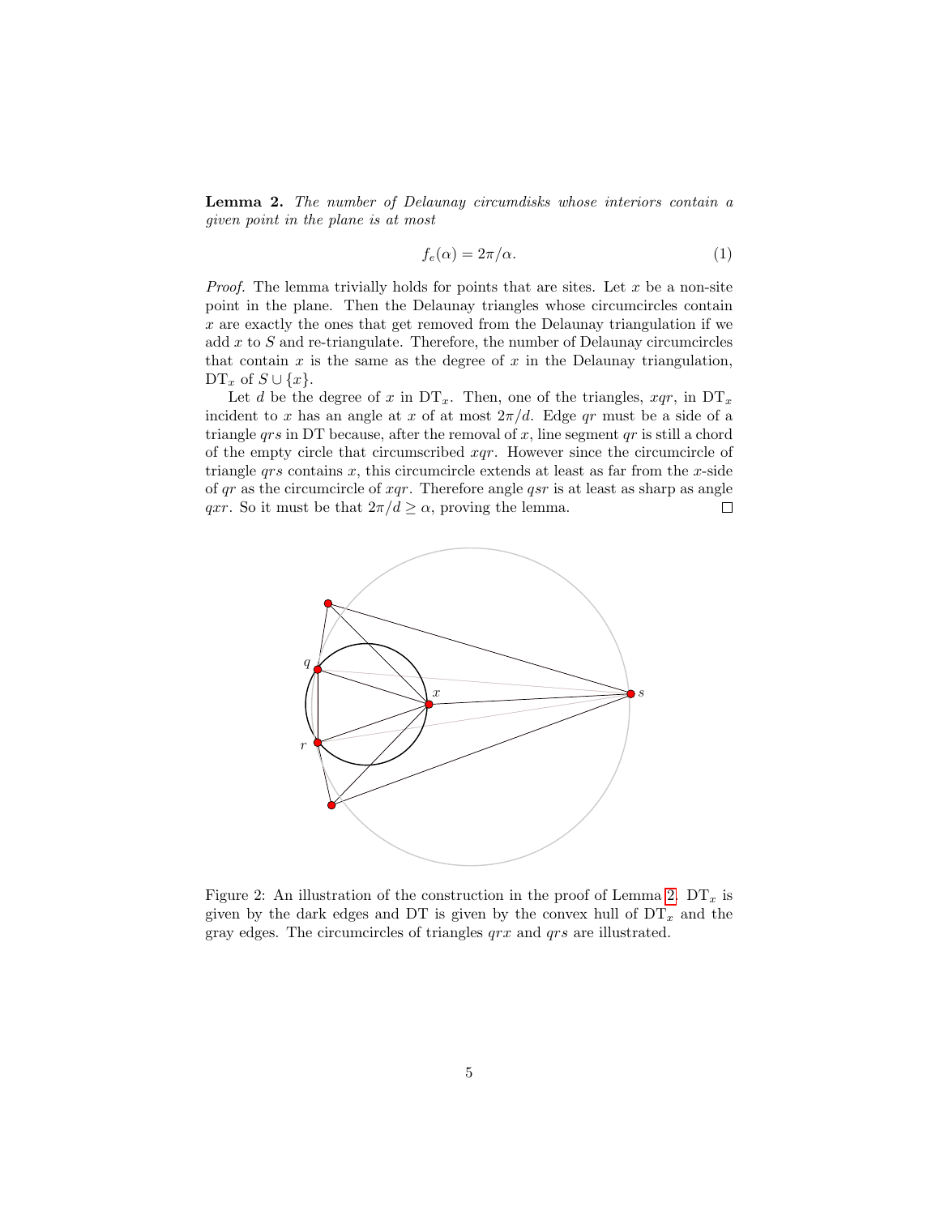**Lemma 2.** *The number of Delaunay circumdisks whose interiors contain a given point in the plane is at most*

$$f_e(\alpha) = 2\pi/\alpha. \tag{1}$$

*Proof.* The lemma trivially holds for points that are sites. Let $x$ be a non-site point in the plane. Then the Delaunay triangles whose circumcircles contain $x$ are exactly the ones that get removed from the Delaunay triangulation if we add $x$ to $S$ and re-triangulate. Therefore, the number of Delaunay circumcircles that contain $x$ is the same as the degree of $x$ in the Delaunay triangulation, $\mathrm{DT}_x$ of $S \cup \{x\}$.

Let $d$ be the degree of $x$ in $\mathrm{DT}_x$. Then, one of the triangles, $xqr$, in $\mathrm{DT}_x$ incident to $x$ has an angle at $x$ of at most $2\pi/d$. Edge $qr$ must be a side of a triangle $qrs$ in DT because, after the removal of $x$, line segment $qr$ is still a chord of the empty circle that circumscribed $xqr$. However since the circumcircle of triangle $qrs$ contains $x$, this circumcircle extends at least as far from the $x$-side of $qr$ as the circumcircle of $xqr$. Therefore angle $qsr$ is at least as sharp as angle $qxr$. So it must be that $2\pi/d \geq \alpha$, proving the lemma. □

Figure 2: An illustration of the construction in the proof of Lemma 2. $\mathrm{DT}_x$ is given by the dark edges and DT is given by the convex hull of $\mathrm{DT}_x$ and the gray edges. The circumcircles of triangles $qrx$ and $qrs$ are illustrated.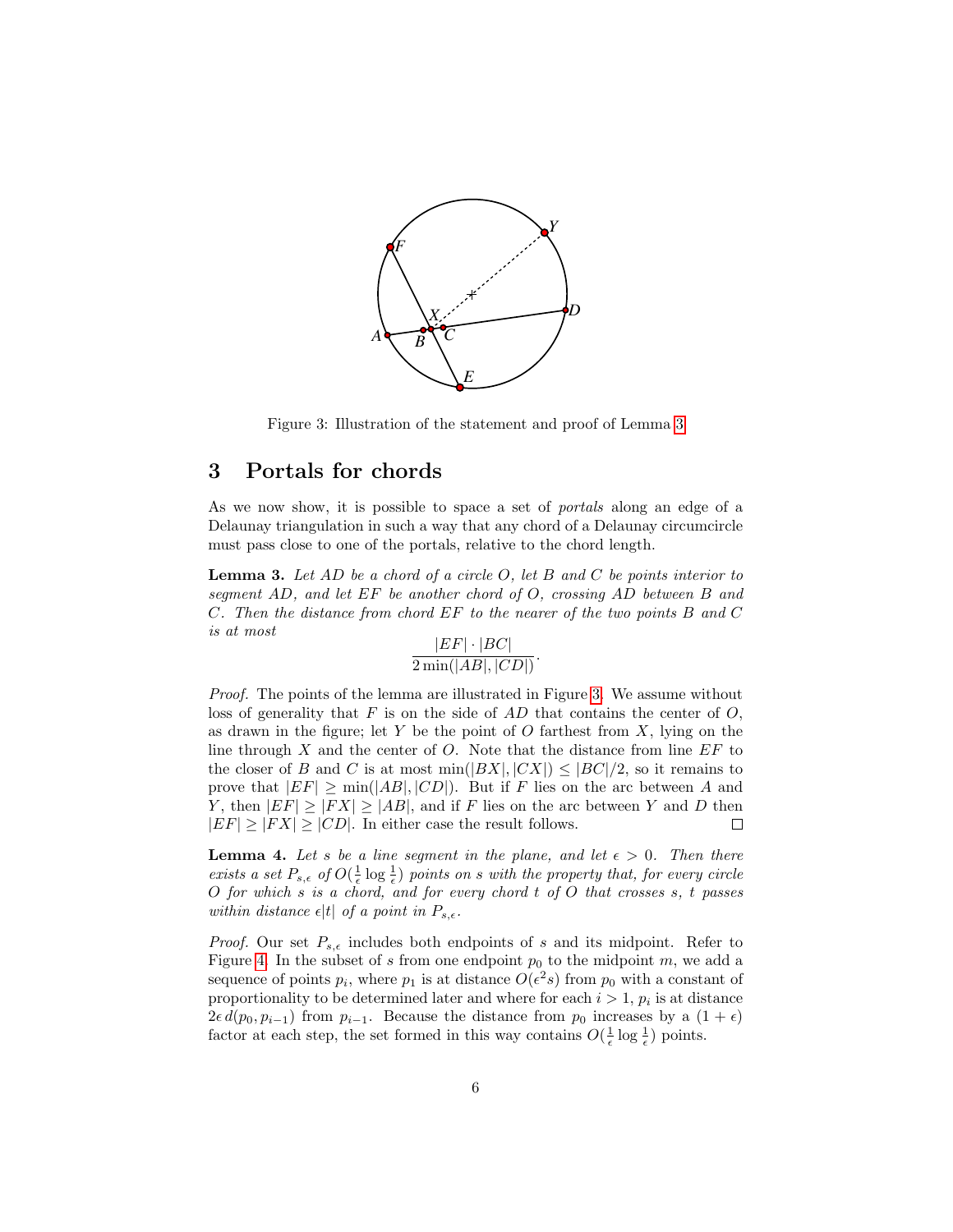Figure 3: Illustration of the statement and proof of Lemma 3.

## 3 Portals for chords

As we now show, it is possible to space a set of *portals* along an edge of a Delaunay triangulation in such a way that any chord of a Delaunay circumcircle must pass close to one of the portals, relative to the chord length.

**Lemma 3.** *Let $AD$ be a chord of a circle $O$, let $B$ and $C$ be points interior to segment $AD$, and let $EF$ be another chord of $O$, crossing $AD$ between $B$ and $C$. Then the distance from chord $EF$ to the nearer of the two points $B$ and $C$ is at most*

$$\frac{|EF| \cdot |BC|}{2\min(|AB|, |CD|)}.$$

*Proof.* The points of the lemma are illustrated in Figure 3. We assume without loss of generality that $F$ is on the side of $AD$ that contains the center of $O$, as drawn in the figure; let $Y$ be the point of $O$ farthest from $X$, lying on the line through $X$ and the center of $O$. Note that the distance from line $EF$ to the closer of $B$ and $C$ is at most $\min(|BX|, |CX|) \le |BC|/2$, so it remains to prove that $|EF| \ge \min(|AB|, |CD|)$. But if $F$ lies on the arc between $A$ and $Y$, then $|EF| \ge |FX| \ge |AB|$, and if $F$ lies on the arc between $Y$ and $D$ then $|EF| \ge |FX| \ge |CD|$. In either case the result follows. $\square$

**Lemma 4.** *Let $s$ be a line segment in the plane, and let $\epsilon > 0$. Then there exists a set $P_{s,\epsilon}$ of $O(\frac{1}{\epsilon}\log\frac{1}{\epsilon})$ points on $s$ with the property that, for every circle $O$ for which $s$ is a chord, and for every chord $t$ of $O$ that crosses $s$, $t$ passes within distance $\epsilon|t|$ of a point in $P_{s,\epsilon}$.*

*Proof.* Our set $P_{s,\epsilon}$ includes both endpoints of $s$ and its midpoint. Refer to Figure 4. In the subset of $s$ from one endpoint $p_0$ to the midpoint $m$, we add a sequence of points $p_i$, where $p_1$ is at distance $O(\epsilon^2 s)$ from $p_0$ with a constant of proportionality to be determined later and where for each $i > 1$, $p_i$ is at distance $2\epsilon\, d(p_0, p_{i-1})$ from $p_{i-1}$. Because the distance from $p_0$ increases by a $(1+\epsilon)$ factor at each step, the set formed in this way contains $O(\frac{1}{\epsilon}\log\frac{1}{\epsilon})$ points.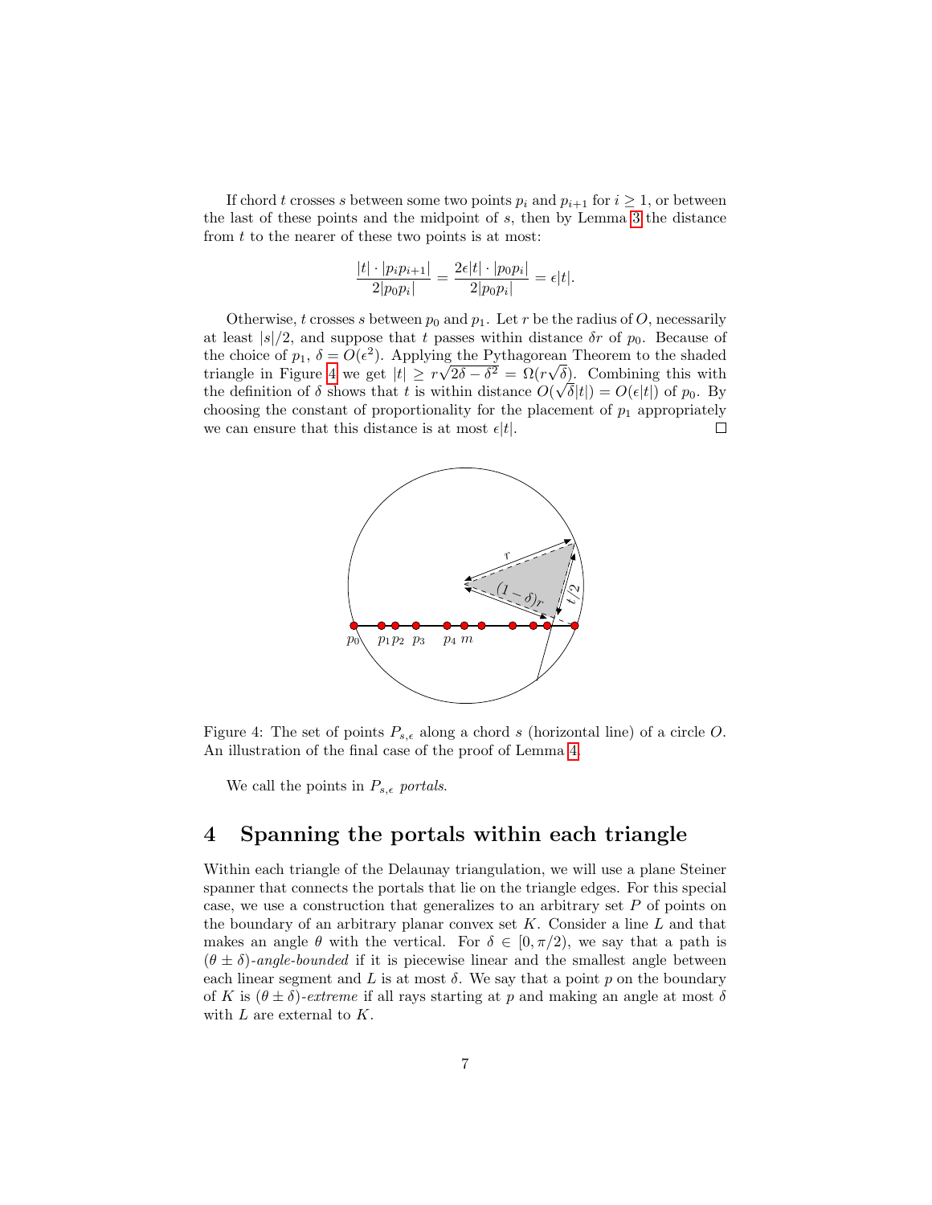If chord $t$ crosses $s$ between some two points $p_i$ and $p_{i+1}$ for $i \geq 1$, or between the last of these points and the midpoint of $s$, then by Lemma 3 the distance from $t$ to the nearer of these two points is at most:

$$\frac{|t| \cdot |p_i p_{i+1}|}{2|p_0 p_i|} = \frac{2\epsilon|t| \cdot |p_0 p_i|}{2|p_0 p_i|} = \epsilon|t|.$$

Otherwise, $t$ crosses $s$ between $p_0$ and $p_1$. Let $r$ be the radius of $O$, necessarily at least $|s|/2$, and suppose that $t$ passes within distance $\delta r$ of $p_0$. Because of the choice of $p_1$, $\delta = O(\epsilon^2)$. Applying the Pythagorean Theorem to the shaded triangle in Figure 4 we get $|t| \geq r\sqrt{2\delta - \delta^2} = \Omega(r\sqrt{\delta})$. Combining this with the definition of $\delta$ shows that $t$ is within distance $O(\sqrt{\delta}|t|) = O(\epsilon|t|)$ of $p_0$. By choosing the constant of proportionality for the placement of $p_1$ appropriately we can ensure that this distance is at most $\epsilon|t|$. □

Figure 4: The set of points $P_{s,\epsilon}$ along a chord $s$ (horizontal line) of a circle $O$. An illustration of the final case of the proof of Lemma 4.

We call the points in $P_{s,\epsilon}$ *portals*.

# 4 Spanning the portals within each triangle

Within each triangle of the Delaunay triangulation, we will use a plane Steiner spanner that connects the portals that lie on the triangle edges. For this special case, we use a construction that generalizes to an arbitrary set $P$ of points on the boundary of an arbitrary planar convex set $K$. Consider a line $L$ and that makes an angle $\theta$ with the vertical. For $\delta \in [0, \pi/2)$, we say that a path is *$(\theta \pm \delta)$-angle-bounded* if it is piecewise linear and the smallest angle between each linear segment and $L$ is at most $\delta$. We say that a point $p$ on the boundary of $K$ is *$(\theta \pm \delta)$-extreme* if all rays starting at $p$ and making an angle at most $\delta$ with $L$ are external to $K$.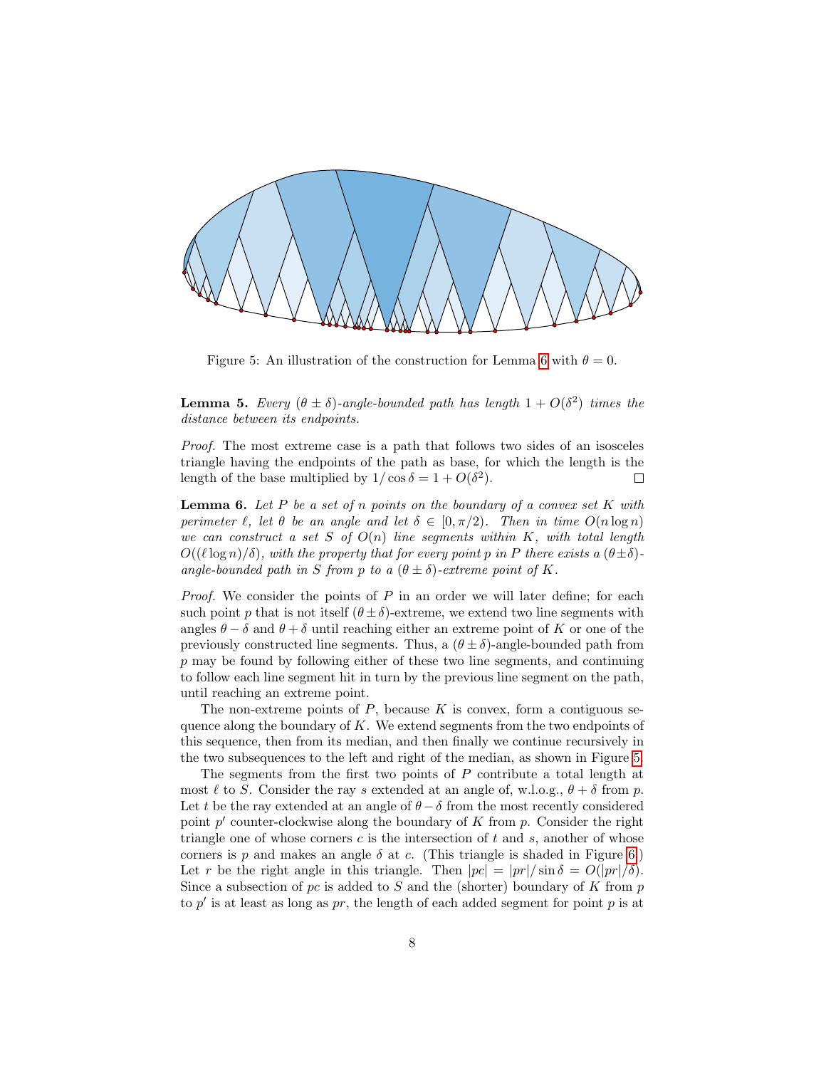Figure 5: An illustration of the construction for Lemma 6 with $\theta = 0$.

**Lemma 5.** *Every $(\theta \pm \delta)$-angle-bounded path has length $1 + O(\delta^2)$ times the distance between its endpoints.*

*Proof.* The most extreme case is a path that follows two sides of an isosceles triangle having the endpoints of the path as base, for which the length is the length of the base multiplied by $1/\cos\delta = 1 + O(\delta^2)$. □

**Lemma 6.** *Let $P$ be a set of $n$ points on the boundary of a convex set $K$ with perimeter $\ell$, let $\theta$ be an angle and let $\delta \in [0, \pi/2)$. Then in time $O(n \log n)$ we can construct a set $S$ of $O(n)$ line segments within $K$, with total length $O((\ell \log n)/\delta)$, with the property that for every point $p$ in $P$ there exists a $(\theta \pm \delta)$-angle-bounded path in $S$ from $p$ to a $(\theta \pm \delta)$-extreme point of $K$.*

*Proof.* We consider the points of $P$ in an order we will later define; for each such point $p$ that is not itself $(\theta \pm \delta)$-extreme, we extend two line segments with angles $\theta - \delta$ and $\theta + \delta$ until reaching either an extreme point of $K$ or one of the previously constructed line segments. Thus, a $(\theta \pm \delta)$-angle-bounded path from $p$ may be found by following either of these two line segments, and continuing to follow each line segment hit in turn by the previous line segment on the path, until reaching an extreme point.

The non-extreme points of $P$, because $K$ is convex, form a contiguous sequence along the boundary of $K$. We extend segments from the two endpoints of this sequence, then from its median, and then finally we continue recursively in the two subsequences to the left and right of the median, as shown in Figure 5.

The segments from the first two points of $P$ contribute a total length at most $\ell$ to $S$. Consider the ray $s$ extended at an angle of, w.l.o.g., $\theta + \delta$ from $p$. Let $t$ be the ray extended at an angle of $\theta - \delta$ from the most recently considered point $p'$ counter-clockwise along the boundary of $K$ from $p$. Consider the right triangle one of whose corners $c$ is the intersection of $t$ and $s$, another of whose corners is $p$ and makes an angle $\delta$ at $c$. (This triangle is shaded in Figure 6.) Let $r$ be the right angle in this triangle. Then $|pc| = |pr|/\sin\delta = O(|pr|/\delta)$. Since a subsection of $pc$ is added to $S$ and the (shorter) boundary of $K$ from $p$ to $p'$ is at least as long as $pr$, the length of each added segment for point $p$ is at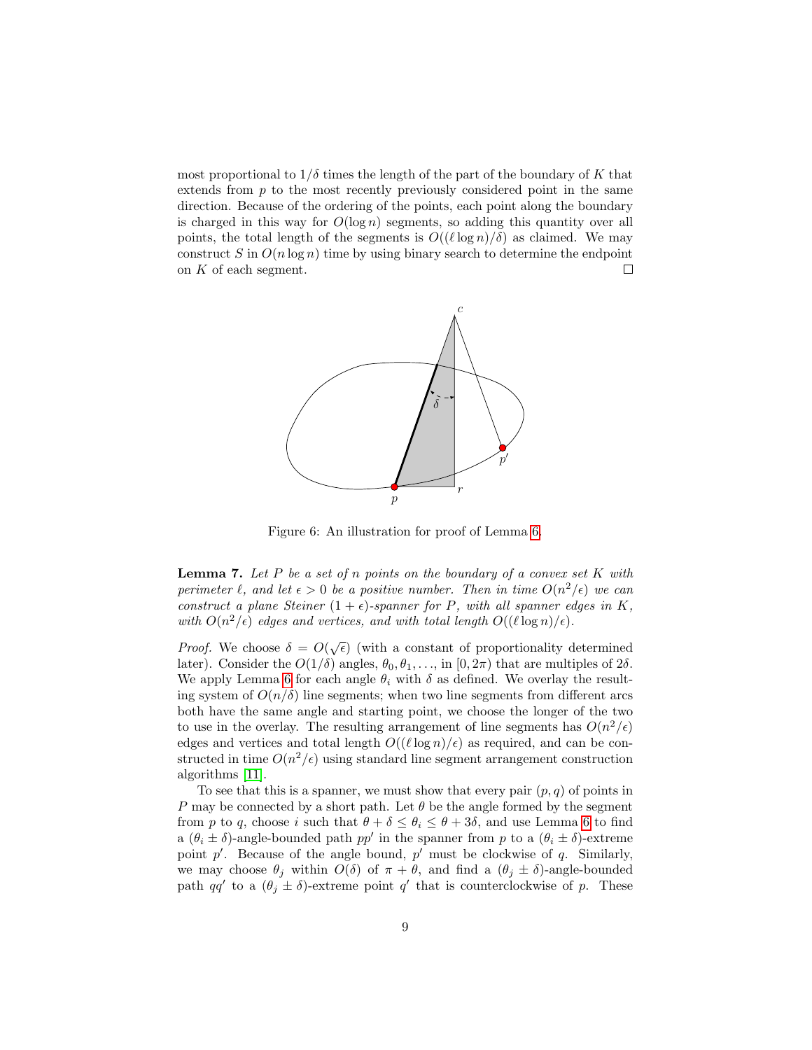most proportional to $1/\delta$ times the length of the part of the boundary of $K$ that extends from $p$ to the most recently previously considered point in the same direction. Because of the ordering of the points, each point along the boundary is charged in this way for $O(\log n)$ segments, so adding this quantity over all points, the total length of the segments is $O((\ell \log n)/\delta)$ as claimed. We may construct $S$ in $O(n \log n)$ time by using binary search to determine the endpoint on $K$ of each segment. □

Figure 6: An illustration for proof of Lemma 6.

**Lemma 7.** *Let $P$ be a set of $n$ points on the boundary of a convex set $K$ with perimeter $\ell$, and let $\epsilon > 0$ be a positive number. Then in time $O(n^2/\epsilon)$ we can construct a plane Steiner $(1+\epsilon)$-spanner for $P$, with all spanner edges in $K$, with $O(n^2/\epsilon)$ edges and vertices, and with total length $O((\ell \log n)/\epsilon)$.*

*Proof.* We choose $\delta = O(\sqrt{\epsilon})$ (with a constant of proportionality determined later). Consider the $O(1/\delta)$ angles, $\theta_0, \theta_1, \ldots$, in $[0, 2\pi)$ that are multiples of $2\delta$. We apply Lemma 6 for each angle $\theta_i$ with $\delta$ as defined. We overlay the resulting system of $O(n/\delta)$ line segments; when two line segments from different arcs both have the same angle and starting point, we choose the longer of the two to use in the overlay. The resulting arrangement of line segments has $O(n^2/\epsilon)$ edges and vertices and total length $O((\ell \log n)/\epsilon)$ as required, and can be constructed in time $O(n^2/\epsilon)$ using standard line segment arrangement construction algorithms [11].

To see that this is a spanner, we must show that every pair $(p, q)$ of points in $P$ may be connected by a short path. Let $\theta$ be the angle formed by the segment from $p$ to $q$, choose $i$ such that $\theta + \delta \leq \theta_i \leq \theta + 3\delta$, and use Lemma 6 to find a $(\theta_i \pm \delta)$-angle-bounded path $pp'$ in the spanner from $p$ to a $(\theta_i \pm \delta)$-extreme point $p'$. Because of the angle bound, $p'$ must be clockwise of $q$. Similarly, we may choose $\theta_j$ within $O(\delta)$ of $\pi + \theta$, and find a $(\theta_j \pm \delta)$-angle-bounded path $qq'$ to a $(\theta_j \pm \delta)$-extreme point $q'$ that is counterclockwise of $p$. These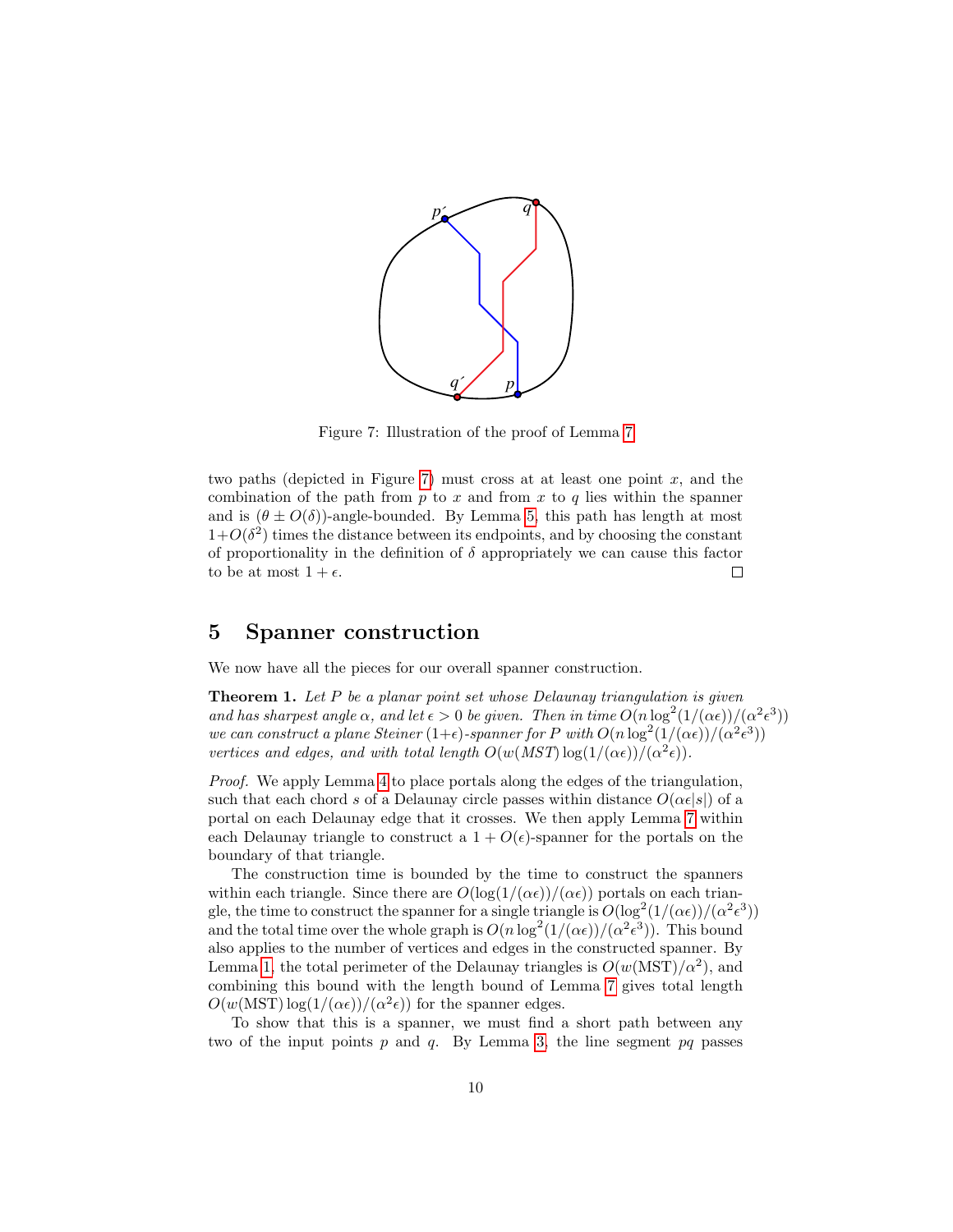Figure 7: Illustration of the proof of Lemma 7.

two paths (depicted in Figure 7) must cross at at least one point $x$, and the combination of the path from $p$ to $x$ and from $x$ to $q$ lies within the spanner and is $(\theta \pm O(\delta))$-angle-bounded. By Lemma 5, this path has length at most $1+O(\delta^2)$ times the distance between its endpoints, and by choosing the constant of proportionality in the definition of $\delta$ appropriately we can cause this factor to be at most $1+\epsilon$. □

## 5 Spanner construction

We now have all the pieces for our overall spanner construction.

**Theorem 1.** *Let $P$ be a planar point set whose Delaunay triangulation is given and has sharpest angle $\alpha$, and let $\epsilon > 0$ be given. Then in time $O(n \log^2(1/(\alpha\epsilon))/(\alpha^2\epsilon^3))$ we can construct a plane Steiner $(1+\epsilon)$-spanner for $P$ with $O(n \log^2(1/(\alpha\epsilon))/(\alpha^2\epsilon^3))$ vertices and edges, and with total length $O(w(MST)\log(1/(\alpha\epsilon))/(\alpha^2\epsilon))$.*

*Proof.* We apply Lemma 4 to place portals along the edges of the triangulation, such that each chord $s$ of a Delaunay circle passes within distance $O(\alpha\epsilon|s|)$ of a portal on each Delaunay edge that it crosses. We then apply Lemma 7 within each Delaunay triangle to construct a $1+O(\epsilon)$-spanner for the portals on the boundary of that triangle.

The construction time is bounded by the time to construct the spanners within each triangle. Since there are $O(\log(1/(\alpha\epsilon))/(\alpha\epsilon))$ portals on each triangle, the time to construct the spanner for a single triangle is $O(\log^2(1/(\alpha\epsilon))/(\alpha^2\epsilon^3))$ and the total time over the whole graph is $O(n \log^2(1/(\alpha\epsilon))/(\alpha^2\epsilon^3))$. This bound also applies to the number of vertices and edges in the constructed spanner. By Lemma 1, the total perimeter of the Delaunay triangles is $O(w(\text{MST})/\alpha^2)$, and combining this bound with the length bound of Lemma 7 gives total length $O(w(\text{MST})\log(1/(\alpha\epsilon))/(\alpha^2\epsilon))$ for the spanner edges.

To show that this is a spanner, we must find a short path between any two of the input points $p$ and $q$. By Lemma 3, the line segment $pq$ passes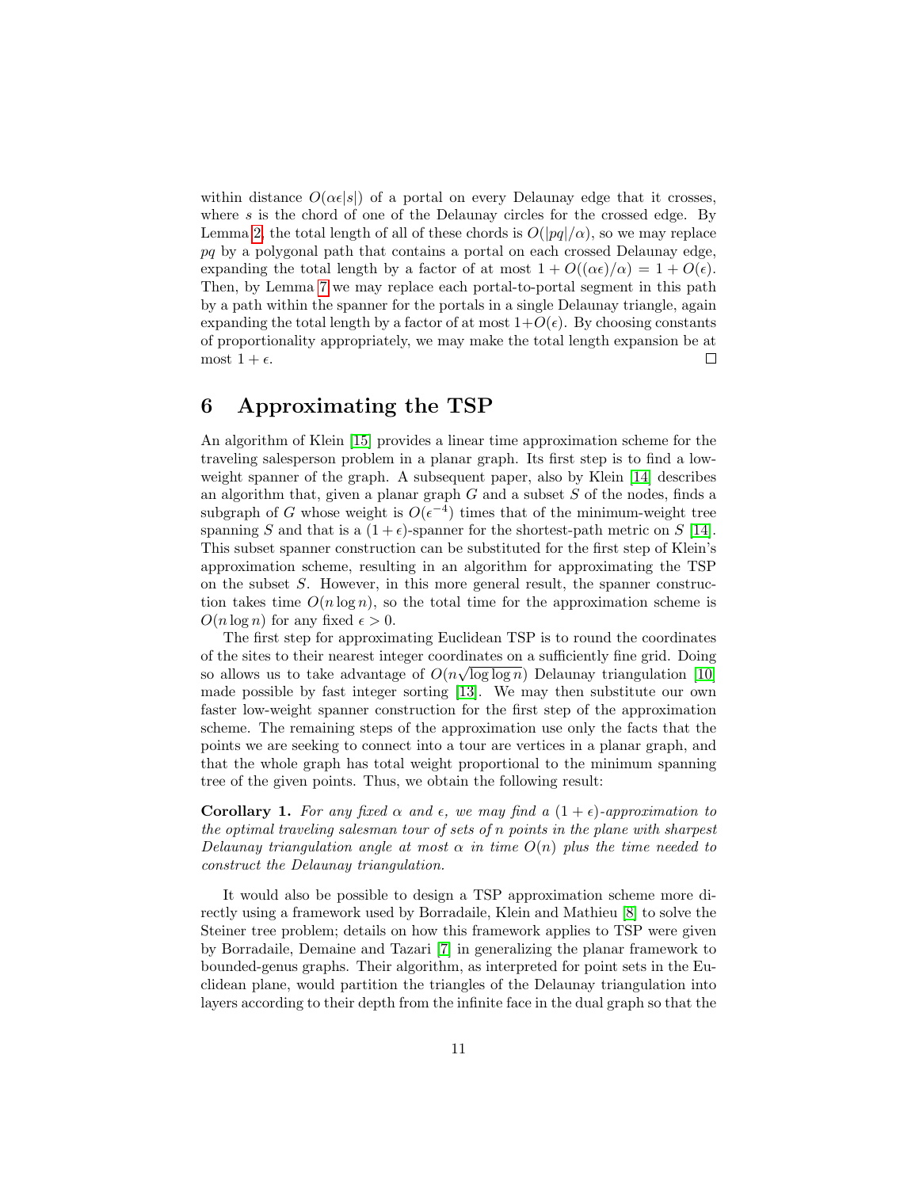within distance $O(\alpha\epsilon|s|)$ of a portal on every Delaunay edge that it crosses, where $s$ is the chord of one of the Delaunay circles for the crossed edge. By Lemma 2, the total length of all of these chords is $O(|pq|/\alpha)$, so we may replace $pq$ by a polygonal path that contains a portal on each crossed Delaunay edge, expanding the total length by a factor of at most $1 + O((\alpha\epsilon)/\alpha) = 1 + O(\epsilon)$. Then, by Lemma 7 we may replace each portal-to-portal segment in this path by a path within the spanner for the portals in a single Delaunay triangle, again expanding the total length by a factor of at most $1+O(\epsilon)$. By choosing constants of proportionality appropriately, we may make the total length expansion be at most $1 + \epsilon$. □

## 6 Approximating the TSP

An algorithm of Klein [15] provides a linear time approximation scheme for the traveling salesperson problem in a planar graph. Its first step is to find a low-weight spanner of the graph. A subsequent paper, also by Klein [14] describes an algorithm that, given a planar graph $G$ and a subset $S$ of the nodes, finds a subgraph of $G$ whose weight is $O(\epsilon^{-4})$ times that of the minimum-weight tree spanning $S$ and that is a $(1+\epsilon)$-spanner for the shortest-path metric on $S$ [14]. This subset spanner construction can be substituted for the first step of Klein's approximation scheme, resulting in an algorithm for approximating the TSP on the subset $S$. However, in this more general result, the spanner construction takes time $O(n \log n)$, so the total time for the approximation scheme is $O(n \log n)$ for any fixed $\epsilon > 0$.

The first step for approximating Euclidean TSP is to round the coordinates of the sites to their nearest integer coordinates on a sufficiently fine grid. Doing so allows us to take advantage of $O(n\sqrt{\log \log n})$ Delaunay triangulation [10] made possible by fast integer sorting [13]. We may then substitute our own faster low-weight spanner construction for the first step of the approximation scheme. The remaining steps of the approximation use only the facts that the points we are seeking to connect into a tour are vertices in a planar graph, and that the whole graph has total weight proportional to the minimum spanning tree of the given points. Thus, we obtain the following result:

**Corollary 1.** *For any fixed $\alpha$ and $\epsilon$, we may find a $(1+\epsilon)$-approximation to the optimal traveling salesman tour of sets of $n$ points in the plane with sharpest Delaunay triangulation angle at most $\alpha$ in time $O(n)$ plus the time needed to construct the Delaunay triangulation.*

It would also be possible to design a TSP approximation scheme more directly using a framework used by Borradaile, Klein and Mathieu [8] to solve the Steiner tree problem; details on how this framework applies to TSP were given by Borradaile, Demaine and Tazari [7] in generalizing the planar framework to bounded-genus graphs. Their algorithm, as interpreted for point sets in the Euclidean plane, would partition the triangles of the Delaunay triangulation into layers according to their depth from the infinite face in the dual graph so that the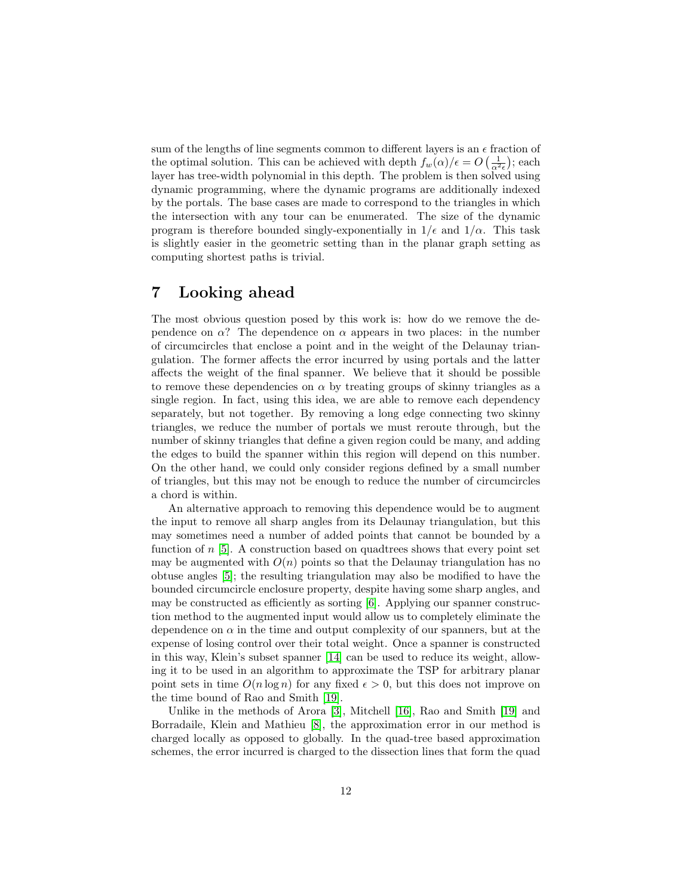sum of the lengths of line segments common to different layers is an $\epsilon$ fraction of the optimal solution. This can be achieved with depth $f_w(\alpha)/\epsilon = O\left(\frac{1}{\alpha^2\epsilon}\right)$; each layer has tree-width polynomial in this depth. The problem is then solved using dynamic programming, where the dynamic programs are additionally indexed by the portals. The base cases are made to correspond to the triangles in which the intersection with any tour can be enumerated. The size of the dynamic program is therefore bounded singly-exponentially in $1/\epsilon$ and $1/\alpha$. This task is slightly easier in the geometric setting than in the planar graph setting as computing shortest paths is trivial.

# 7 Looking ahead

The most obvious question posed by this work is: how do we remove the dependence on $\alpha$? The dependence on $\alpha$ appears in two places: in the number of circumcircles that enclose a point and in the weight of the Delaunay triangulation. The former affects the error incurred by using portals and the latter affects the weight of the final spanner. We believe that it should be possible to remove these dependencies on $\alpha$ by treating groups of skinny triangles as a single region. In fact, using this idea, we are able to remove each dependency separately, but not together. By removing a long edge connecting two skinny triangles, we reduce the number of portals we must reroute through, but the number of skinny triangles that define a given region could be many, and adding the edges to build the spanner within this region will depend on this number. On the other hand, we could only consider regions defined by a small number of triangles, but this may not be enough to reduce the number of circumcircles a chord is within.

An alternative approach to removing this dependence would be to augment the input to remove all sharp angles from its Delaunay triangulation, but this may sometimes need a number of added points that cannot be bounded by a function of $n$ [5]. A construction based on quadtrees shows that every point set may be augmented with $O(n)$ points so that the Delaunay triangulation has no obtuse angles [5]; the resulting triangulation may also be modified to have the bounded circumcircle enclosure property, despite having some sharp angles, and may be constructed as efficiently as sorting [6]. Applying our spanner construction method to the augmented input would allow us to completely eliminate the dependence on $\alpha$ in the time and output complexity of our spanners, but at the expense of losing control over their total weight. Once a spanner is constructed in this way, Klein's subset spanner [14] can be used to reduce its weight, allowing it to be used in an algorithm to approximate the TSP for arbitrary planar point sets in time $O(n \log n)$ for any fixed $\epsilon > 0$, but this does not improve on the time bound of Rao and Smith [19].

Unlike in the methods of Arora [3], Mitchell [16], Rao and Smith [19] and Borradaile, Klein and Mathieu [8], the approximation error in our method is charged locally as opposed to globally. In the quad-tree based approximation schemes, the error incurred is charged to the dissection lines that form the quad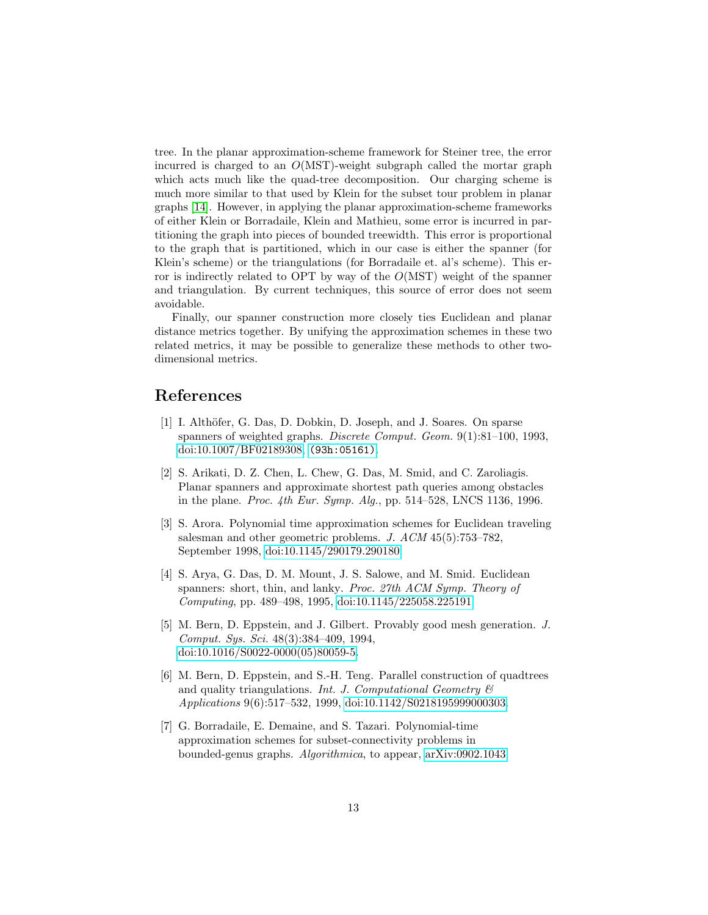tree. In the planar approximation-scheme framework for Steiner tree, the error incurred is charged to an $O(\text{MST})$-weight subgraph called the mortar graph which acts much like the quad-tree decomposition. Our charging scheme is much more similar to that used by Klein for the subset tour problem in planar graphs [14]. However, in applying the planar approximation-scheme frameworks of either Klein or Borradaile, Klein and Mathieu, some error is incurred in partitioning the graph into pieces of bounded treewidth. This error is proportional to the graph that is partitioned, which in our case is either the spanner (for Klein's scheme) or the triangulations (for Borradaile et. al's scheme). This error is indirectly related to OPT by way of the $O(\text{MST})$ weight of the spanner and triangulation. By current techniques, this source of error does not seem avoidable.

Finally, our spanner construction more closely ties Euclidean and planar distance metrics together. By unifying the approximation schemes in these two related metrics, it may be possible to generalize these methods to other two-dimensional metrics.

# References

[1] I. Althöfer, G. Das, D. Dobkin, D. Joseph, and J. Soares. On sparse spanners of weighted graphs. *Discrete Comput. Geom.* 9(1):81–100, 1993, doi:10.1007/BF02189308, (93h:05161).

[2] S. Arikati, D. Z. Chen, L. Chew, G. Das, M. Smid, and C. Zaroliagis. Planar spanners and approximate shortest path queries among obstacles in the plane. *Proc. 4th Eur. Symp. Alg.*, pp. 514–528, LNCS 1136, 1996.

[3] S. Arora. Polynomial time approximation schemes for Euclidean traveling salesman and other geometric problems. *J. ACM* 45(5):753–782, September 1998, doi:10.1145/290179.290180.

[4] S. Arya, G. Das, D. M. Mount, J. S. Salowe, and M. Smid. Euclidean spanners: short, thin, and lanky. *Proc. 27th ACM Symp. Theory of Computing*, pp. 489–498, 1995, doi:10.1145/225058.225191.

[5] M. Bern, D. Eppstein, and J. Gilbert. Provably good mesh generation. *J. Comput. Sys. Sci.* 48(3):384–409, 1994, doi:10.1016/S0022-0000(05)80059-5.

[6] M. Bern, D. Eppstein, and S.-H. Teng. Parallel construction of quadtrees and quality triangulations. *Int. J. Computational Geometry & Applications* 9(6):517–532, 1999, doi:10.1142/S0218195999000303.

[7] G. Borradaile, E. Demaine, and S. Tazari. Polynomial-time approximation schemes for subset-connectivity problems in bounded-genus graphs. *Algorithmica*, to appear, arXiv:0902.1043.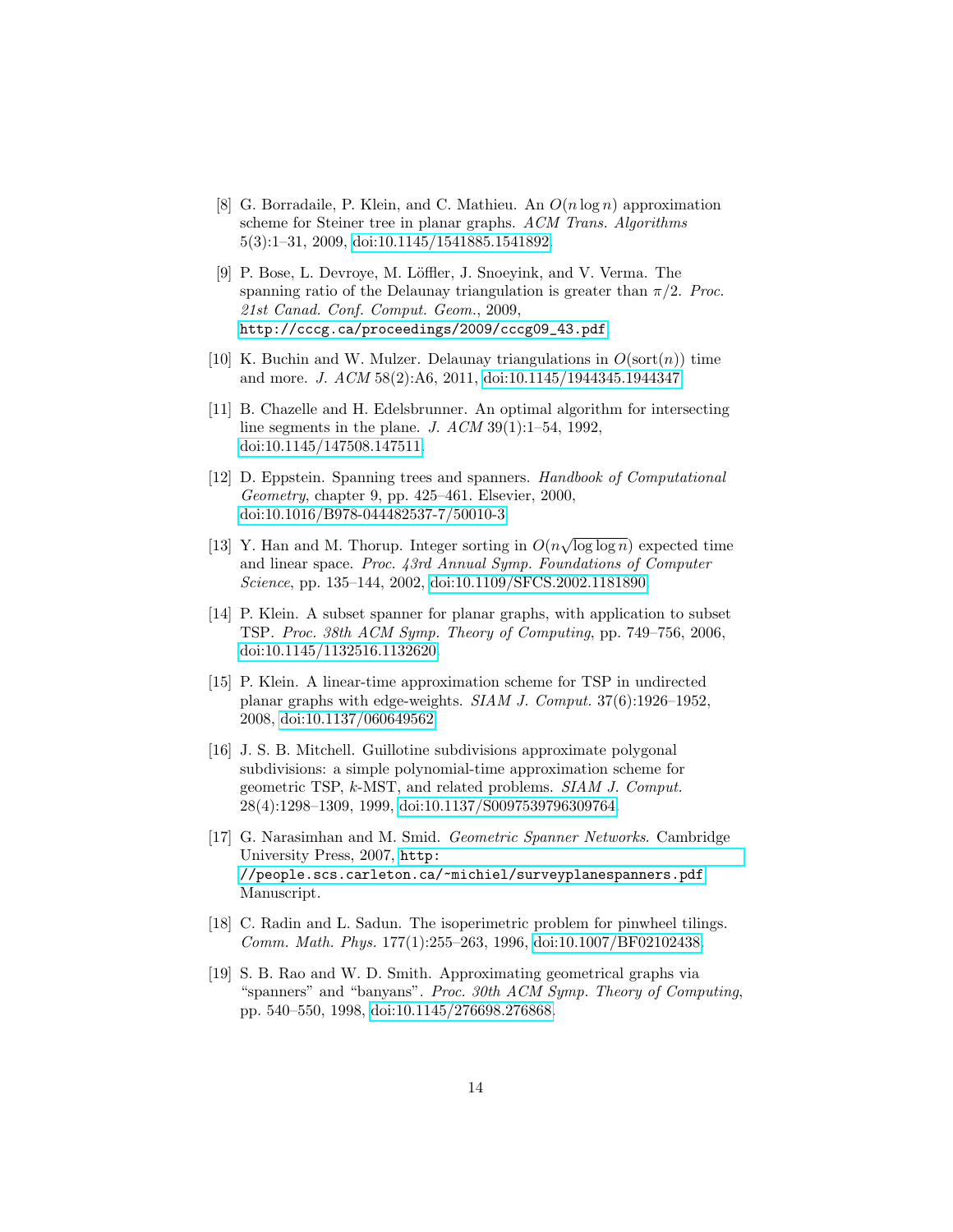[8] G. Borradaile, P. Klein, and C. Mathieu. An $O(n \log n)$ approximation scheme for Steiner tree in planar graphs. *ACM Trans. Algorithms* 5(3):1–31, 2009, doi:10.1145/1541885.1541892.

[9] P. Bose, L. Devroye, M. Löffler, J. Snoeyink, and V. Verma. The spanning ratio of the Delaunay triangulation is greater than $\pi/2$. *Proc. 21st Canad. Conf. Comput. Geom.*, 2009, `http://cccg.ca/proceedings/2009/cccg09_43.pdf`.

[10] K. Buchin and W. Mulzer. Delaunay triangulations in $O(\mathrm{sort}(n))$ time and more. *J. ACM* 58(2):A6, 2011, doi:10.1145/1944345.1944347.

[11] B. Chazelle and H. Edelsbrunner. An optimal algorithm for intersecting line segments in the plane. *J. ACM* 39(1):1–54, 1992, doi:10.1145/147508.147511.

[12] D. Eppstein. Spanning trees and spanners. *Handbook of Computational Geometry*, chapter 9, pp. 425–461. Elsevier, 2000, doi:10.1016/B978-044482537-7/50010-3.

[13] Y. Han and M. Thorup. Integer sorting in $O(n\sqrt{\log \log n})$ expected time and linear space. *Proc. 43rd Annual Symp. Foundations of Computer Science*, pp. 135–144, 2002, doi:10.1109/SFCS.2002.1181890.

[14] P. Klein. A subset spanner for planar graphs, with application to subset TSP. *Proc. 38th ACM Symp. Theory of Computing*, pp. 749–756, 2006, doi:10.1145/1132516.1132620.

[15] P. Klein. A linear-time approximation scheme for TSP in undirected planar graphs with edge-weights. *SIAM J. Comput.* 37(6):1926–1952, 2008, doi:10.1137/060649562.

[16] J. S. B. Mitchell. Guillotine subdivisions approximate polygonal subdivisions: a simple polynomial-time approximation scheme for geometric TSP, $k$-MST, and related problems. *SIAM J. Comput.* 28(4):1298–1309, 1999, doi:10.1137/S0097539796309764.

[17] G. Narasimhan and M. Smid. *Geometric Spanner Networks*. Cambridge University Press, 2007, `http://people.scs.carleton.ca/~michiel/surveyplanespanners.pdf`. Manuscript.

[18] C. Radin and L. Sadun. The isoperimetric problem for pinwheel tilings. *Comm. Math. Phys.* 177(1):255–263, 1996, doi:10.1007/BF02102438.

[19] S. B. Rao and W. D. Smith. Approximating geometrical graphs via "spanners" and "banyans". *Proc. 30th ACM Symp. Theory of Computing*, pp. 540–550, 1998, doi:10.1145/276698.276868.